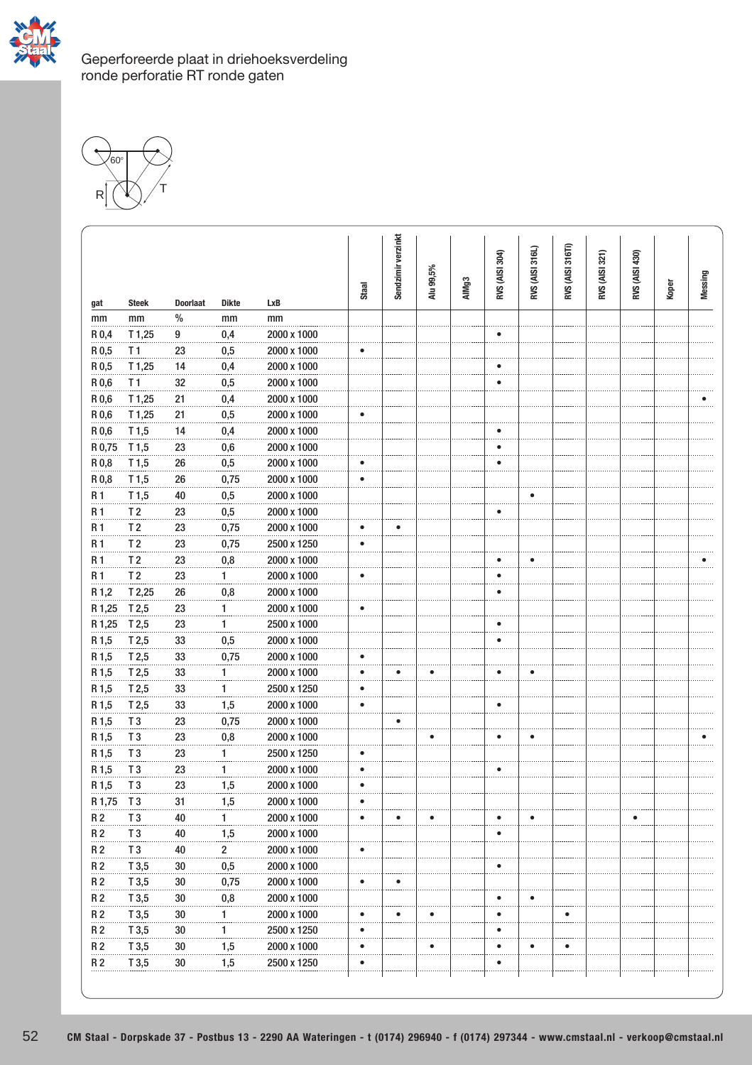# Geperforeerde plaat in driehoeksverdeling
ronde perforatie RT ronde gaten

| gat | Steek | Doorlaat | Dikte | LxB | Staal | Sendzimir verzinkt | Alu 99,5% | AlMg3 | RVS (AISI 304) | RVS (AISI 316L) | RVS (AISI 316Ti) | RVS (AISI 321) | RVS (AISI 430) | Koper | Messing |
|---|---|---|---|---|---|---|---|---|---|---|---|---|---|---|---|
| mm | mm | % | mm | mm | | | | | | | | | | | |
| R 0,4 | T 1,25 | 9 | 0,4 | 2000 x 1000 | | | | | • | | | | | | |
| R 0,5 | T 1 | 23 | 0,5 | 2000 x 1000 | • | | | | | | | | | | |
| R 0,5 | T 1,25 | 14 | 0,4 | 2000 x 1000 | | | | | • | | | | | | |
| R 0,6 | T 1 | 32 | 0,5 | 2000 x 1000 | | | | | • | | | | | | |
| R 0,6 | T 1,25 | 21 | 0,4 | 2000 x 1000 | | | | | | | | | | | • |
| R 0,6 | T 1,25 | 21 | 0,5 | 2000 x 1000 | • | | | | | | | | | | |
| R 0,6 | T 1,5 | 14 | 0,4 | 2000 x 1000 | | | | | • | | | | | | |
| R 0,75 | T 1,5 | 23 | 0,6 | 2000 x 1000 | | | | | • | | | | | | |
| R 0,8 | T 1,5 | 26 | 0,5 | 2000 x 1000 | • | | | | • | | | | | | |
| R 0,8 | T 1,5 | 26 | 0,75 | 2000 x 1000 | • | | | | | | | | | | |
| R 1 | T 1,5 | 40 | 0,5 | 2000 x 1000 | | | | | | • | | | | | |
| R 1 | T 2 | 23 | 0,5 | 2000 x 1000 | | | | | • | | | | | | |
| R 1 | T 2 | 23 | 0,75 | 2000 x 1000 | • | • | | | | | | | | | |
| R 1 | T 2 | 23 | 0,75 | 2500 x 1250 | • | | | | | | | | | | |
| R 1 | T 2 | 23 | 0,8 | 2000 x 1000 | | | | | • | • | | | | | • |
| R 1 | T 2 | 23 | 1 | 2000 x 1000 | • | | | | • | | | | | | |
| R 1,2 | T 2,25 | 26 | 0,8 | 2000 x 1000 | | | | | • | | | | | | |
| R 1,25 | T 2,5 | 23 | 1 | 2000 x 1000 | • | | | | | | | | | | |
| R 1,25 | T 2,5 | 23 | 1 | 2500 x 1000 | | | | | • | | | | | | |
| R 1,5 | T 2,5 | 33 | 0,5 | 2000 x 1000 | | | | | • | | | | | | |
| R 1,5 | T 2,5 | 33 | 0,75 | 2000 x 1000 | • | | | | | | | | | | |
| R 1,5 | T 2,5 | 33 | 1 | 2000 x 1000 | • | • | • | | • | • | | | | | |
| R 1,5 | T 2,5 | 33 | 1 | 2500 x 1250 | • | | | | | | | | | | |
| R 1,5 | T 2,5 | 33 | 1,5 | 2000 x 1000 | • | | | | • | | | | | | |
| R 1,5 | T 3 | 23 | 0,75 | 2000 x 1000 | | • | | | | | | | | | |
| R 1,5 | T 3 | 23 | 0,8 | 2000 x 1000 | | | • | | • | • | | | | | • |
| R 1,5 | T 3 | 23 | 1 | 2500 x 1250 | • | | | | | | | | | | |
| R 1,5 | T 3 | 23 | 1 | 2000 x 1000 | • | | | | • | | | | | | |
| R 1,5 | T 3 | 23 | 1,5 | 2000 x 1000 | • | | | | | | | | | | |
| R 1,75 | T 3 | 31 | 1,5 | 2000 x 1000 | • | | | | | | | | | | |
| R 2 | T 3 | 40 | 1 | 2000 x 1000 | • | • | • | | • | • | | | • | | |
| R 2 | T 3 | 40 | 1,5 | 2000 x 1000 | | | | | • | | | | | | |
| R 2 | T 3 | 40 | 2 | 2000 x 1000 | • | | | | | | | | | | |
| R 2 | T 3,5 | 30 | 0,5 | 2000 x 1000 | | | | | • | | | | | | |
| R 2 | T 3,5 | 30 | 0,75 | 2000 x 1000 | • | • | | | | | | | | | |
| R 2 | T 3,5 | 30 | 0,8 | 2000 x 1000 | | | | | • | • | | | | | |
| R 2 | T 3,5 | 30 | 1 | 2000 x 1000 | • | • | • | | • | | • | | | | |
| R 2 | T 3,5 | 30 | 1 | 2500 x 1250 | • | | | | • | | | | | | |
| R 2 | T 3,5 | 30 | 1,5 | 2000 x 1000 | • | | • | | • | • | • | | | | |
| R 2 | T 3,5 | 30 | 1,5 | 2500 x 1250 | • | | | | • | | | | | | |

CM Staal - Dorpskade 37 - Postbus 13 - 2290 AA Wateringen - t (0174) 296940 - f (0174) 297344 - www.cmstaal.nl - verkoop@cmstaal.nl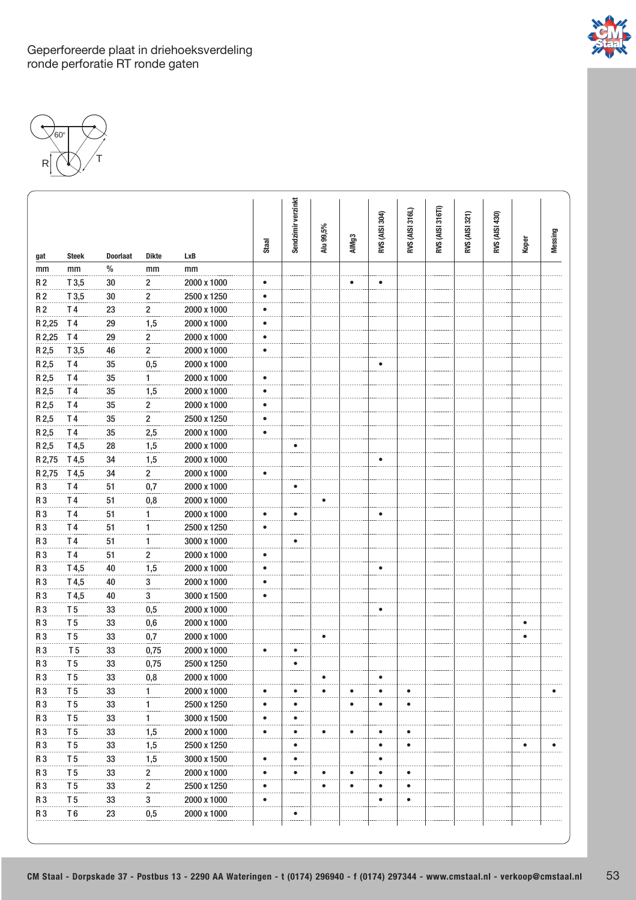Geperforeerde plaat in driehoeksverdeling
ronde perforatie RT ronde gaten

| gat | Steek | Doorlaat | Dikte | LxB | Staal | Sendzimir verzinkt | Alu 99,5% | AlMg3 | RVS (AISI 304) | RVS (AISI 316L) | RVS (AISI 316Ti) | RVS (AISI 321) | RVS (AISI 430) | Koper | Messing |
|---|---|---|---|---|---|---|---|---|---|---|---|---|---|---|---|
| mm | mm | % | mm | mm | | | | | | | | | | | |
| R 2 | T 3,5 | 30 | 2 | 2000 x 1000 | • | | | • | • | | | | | | |
| R 2 | T 3,5 | 30 | 2 | 2500 x 1250 | • | | | | | | | | | | |
| R 2 | T 4 | 23 | 2 | 2000 x 1000 | • | | | | | | | | | | |
| R 2,25 | T 4 | 29 | 1,5 | 2000 x 1000 | • | | | | | | | | | | |
| R 2,25 | T 4 | 29 | 2 | 2000 x 1000 | • | | | | | | | | | | |
| R 2,5 | T 3,5 | 46 | 2 | 2000 x 1000 | • | | | | | | | | | | |
| R 2,5 | T 4 | 35 | 0,5 | 2000 x 1000 | | | | | • | | | | | | |
| R 2,5 | T 4 | 35 | 1 | 2000 x 1000 | • | | | | | | | | | | |
| R 2,5 | T 4 | 35 | 1,5 | 2000 x 1000 | • | | | | | | | | | | |
| R 2,5 | T 4 | 35 | 2 | 2000 x 1000 | • | | | | | | | | | | |
| R 2,5 | T 4 | 35 | 2 | 2500 x 1250 | • | | | | | | | | | | |
| R 2,5 | T 4 | 35 | 2,5 | 2000 x 1000 | • | | | | | | | | | | |
| R 2,5 | T 4,5 | 28 | 1,5 | 2000 x 1000 | | • | | | | | | | | | |
| R 2,75 | T 4,5 | 34 | 1,5 | 2000 x 1000 | | | | | • | | | | | | |
| R 2,75 | T 4,5 | 34 | 2 | 2000 x 1000 | • | | | | | | | | | | |
| R 3 | T 4 | 51 | 0,7 | 2000 x 1000 | | • | | | | | | | | | |
| R 3 | T 4 | 51 | 0,8 | 2000 x 1000 | | | • | | | | | | | | |
| R 3 | T 4 | 51 | 1 | 2000 x 1000 | • | • | | | • | | | | | | |
| R 3 | T 4 | 51 | 1 | 2500 x 1250 | • | | | | | | | | | | |
| R 3 | T 4 | 51 | 1 | 3000 x 1000 | | • | | | | | | | | | |
| R 3 | T 4 | 51 | 2 | 2000 x 1000 | • | | | | | | | | | | |
| R 3 | T 4,5 | 40 | 1,5 | 2000 x 1000 | • | | | | • | | | | | | |
| R 3 | T 4,5 | 40 | 3 | 2000 x 1000 | • | | | | | | | | | | |
| R 3 | T 4,5 | 40 | 3 | 3000 x 1500 | • | | | | | | | | | | |
| R 3 | T 5 | 33 | 0,5 | 2000 x 1000 | | | | | • | | | | | | |
| R 3 | T 5 | 33 | 0,6 | 2000 x 1000 | | | | | | | | | | • | |
| R 3 | T 5 | 33 | 0,7 | 2000 x 1000 | | | • | | | | | | | • | |
| R 3 | T 5 | 33 | 0,75 | 2000 x 1000 | • | • | | | | | | | | | |
| R 3 | T 5 | 33 | 0,75 | 2500 x 1250 | | • | | | | | | | | | |
| R 3 | T 5 | 33 | 0,8 | 2000 x 1000 | | | • | | • | | | | | | |
| R 3 | T 5 | 33 | 1 | 2000 x 1000 | • | • | • | • | • | • | | | | | • |
| R 3 | T 5 | 33 | 1 | 2500 x 1250 | • | • | | • | • | • | | | | | |
| R 3 | T 5 | 33 | 1 | 3000 x 1500 | • | • | | | | | | | | | |
| R 3 | T 5 | 33 | 1,5 | 2000 x 1000 | • | • | • | • | • | • | | | | | |
| R 3 | T 5 | 33 | 1,5 | 2500 x 1250 | | • | | | • | • | | | | • | • |
| R 3 | T 5 | 33 | 1,5 | 3000 x 1500 | • | • | | | • | | | | | | |
| R 3 | T 5 | 33 | 2 | 2000 x 1000 | • | • | • | • | • | • | | | | | |
| R 3 | T 5 | 33 | 2 | 2500 x 1250 | • | | • | • | • | • | | | | | |
| R 3 | T 5 | 33 | 3 | 2000 x 1000 | • | | | | • | • | | | | | |
| R 3 | T 6 | 23 | 0,5 | 2000 x 1000 | | • | | | | | | | | | |

CM Staal - Dorpskade 37 - Postbus 13 - 2290 AA Wateringen - t (0174) 296940 - f (0174) 297344 - www.cmstaal.nl - verkoop@cmstaal.nl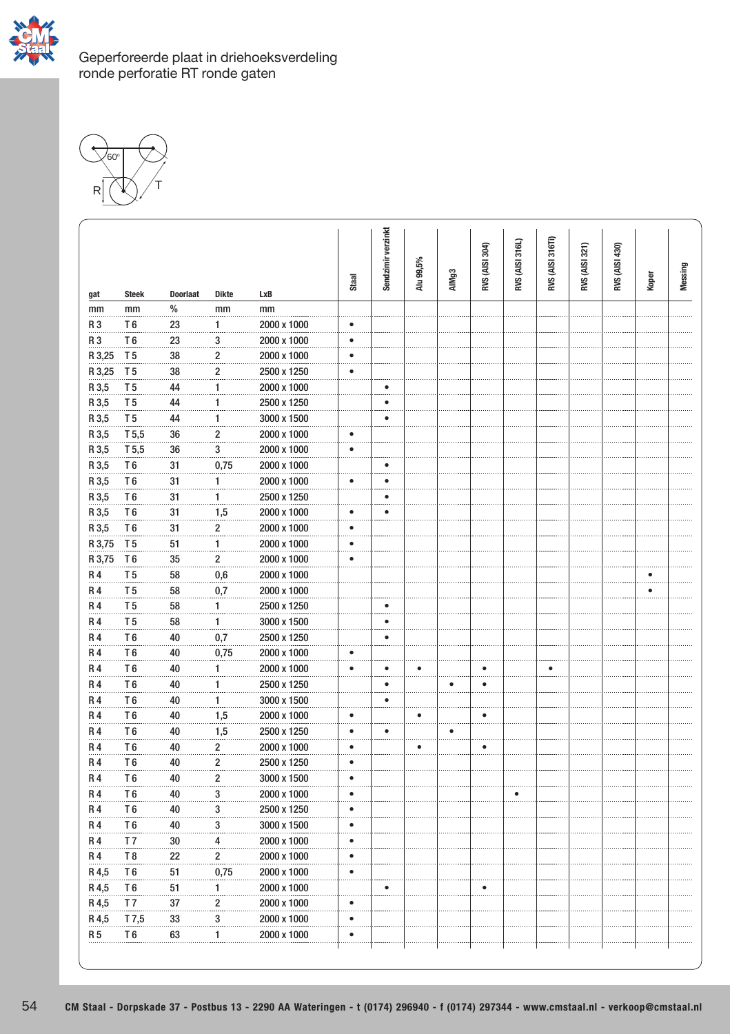# Geperforeerde plaat in driehoeksverdeling
## ronde perforatie RT ronde gaten

60°

R

T

| gat | Steek | Doorlaat | Dikte | LxB | Staal | Sendzimir verzinkt | Alu 99,5% | AlMg3 | RVS (AISI 304) | RVS (AISI 316L) | RVS (AISI 316Ti) | RVS (AISI 321) | RVS (AISI 430) | Koper | Messing |
|---|---|---|---|---|---|---|---|---|---|---|---|---|---|---|---|
| mm | mm | % | mm | mm | | | | | | | | | | | |
| R 3 | T 6 | 23 | 1 | 2000 x 1000 | • | | | | | | | | | | |
| R 3 | T 6 | 23 | 3 | 2000 x 1000 | • | | | | | | | | | | |
| R 3,25 | T 5 | 38 | 2 | 2000 x 1000 | • | | | | | | | | | | |
| R 3,25 | T 5 | 38 | 2 | 2500 x 1250 | • | | | | | | | | | | |
| R 3,5 | T 5 | 44 | 1 | 2000 x 1000 | | • | | | | | | | | | |
| R 3,5 | T 5 | 44 | 1 | 2500 x 1250 | | • | | | | | | | | | |
| R 3,5 | T 5 | 44 | 1 | 3000 x 1500 | | • | | | | | | | | | |
| R 3,5 | T 5,5 | 36 | 2 | 2000 x 1000 | • | | | | | | | | | | |
| R 3,5 | T 5,5 | 36 | 3 | 2000 x 1000 | • | | | | | | | | | | |
| R 3,5 | T 6 | 31 | 0,75 | 2000 x 1000 | | • | | | | | | | | | |
| R 3,5 | T 6 | 31 | 1 | 2000 x 1000 | • | • | | | | | | | | | |
| R 3,5 | T 6 | 31 | 1 | 2500 x 1250 | | • | | | | | | | | | |
| R 3,5 | T 6 | 31 | 1,5 | 2000 x 1000 | • | • | | | | | | | | | |
| R 3,5 | T 6 | 31 | 2 | 2000 x 1000 | • | | | | | | | | | | |
| R 3,75 | T 5 | 51 | 1 | 2000 x 1000 | • | | | | | | | | | | |
| R 3,75 | T 6 | 35 | 2 | 2000 x 1000 | • | | | | | | | | | | |
| R 4 | T 5 | 58 | 0,6 | 2000 x 1000 | | | | | | | | | | • | |
| R 4 | T 5 | 58 | 0,7 | 2000 x 1000 | | | | | | | | | | • | |
| R 4 | T 5 | 58 | 1 | 2500 x 1250 | | • | | | | | | | | | |
| R 4 | T 5 | 58 | 1 | 3000 x 1500 | | • | | | | | | | | | |
| R 4 | T 6 | 40 | 0,7 | 2500 x 1250 | | • | | | | | | | | | |
| R 4 | T 6 | 40 | 0,75 | 2000 x 1000 | • | | | | | | | | | | |
| R 4 | T 6 | 40 | 1 | 2000 x 1000 | • | • | • | | • | | • | | | | |
| R 4 | T 6 | 40 | 1 | 2500 x 1250 | | • | | • | • | | | | | | |
| R 4 | T 6 | 40 | 1 | 3000 x 1500 | | • | | | | | | | | | |
| R 4 | T 6 | 40 | 1,5 | 2000 x 1000 | • | | • | | • | | | | | | |
| R 4 | T 6 | 40 | 1,5 | 2500 x 1250 | • | • | | • | | | | | | | |
| R 4 | T 6 | 40 | 2 | 2000 x 1000 | • | | • | | • | | | | | | |
| R 4 | T 6 | 40 | 2 | 2500 x 1250 | • | | | | | | | | | | |
| R 4 | T 6 | 40 | 2 | 3000 x 1500 | • | | | | | | | | | | |
| R 4 | T 6 | 40 | 3 | 2000 x 1000 | • | | | | | • | | | | | |
| R 4 | T 6 | 40 | 3 | 2500 x 1250 | • | | | | | | | | | | |
| R 4 | T 6 | 40 | 3 | 3000 x 1500 | • | | | | | | | | | | |
| R 4 | T 7 | 30 | 4 | 2000 x 1000 | • | | | | | | | | | | |
| R 4 | T 8 | 22 | 2 | 2000 x 1000 | • | | | | | | | | | | |
| R 4,5 | T 6 | 51 | 0,75 | 2000 x 1000 | • | | | | | | | | | | |
| R 4,5 | T 6 | 51 | 1 | 2000 x 1000 | | • | | | • | | | | | | |
| R 4,5 | T 7 | 37 | 2 | 2000 x 1000 | • | | | | | | | | | | |
| R 4,5 | T 7,5 | 33 | 3 | 2000 x 1000 | • | | | | | | | | | | |
| R 5 | T 6 | 63 | 1 | 2000 x 1000 | • | | | | | | | | | | |

CM Staal - Dorpskade 37 - Postbus 13 - 2290 AA Wateringen - t (0174) 296940 - f (0174) 297344 - www.cmstaal.nl - verkoop@cmstaal.nl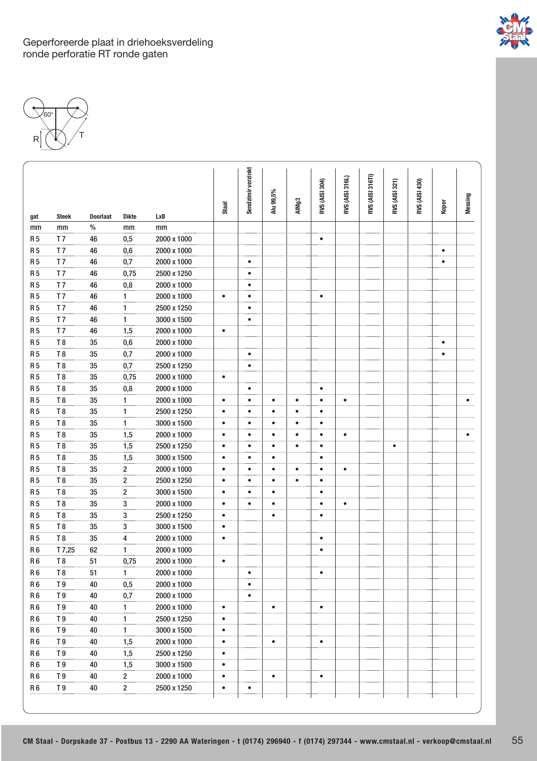# Geperforeerde plaat in driehoeksverdeling
ronde perforatie RT ronde gaten

| gat | Steek | Doorlaat | Dikte | LxB | Staal | Sendzimir verzinkt | Alu 99,5% | AlMg3 | RVS (AISI 304) | RVS (AISI 316L) | RVS (AISI 316Ti) | RVS (AISI 321) | RVS (AISI 430) | Koper | Messing |
|---|---|---|---|---|---|---|---|---|---|---|---|---|---|---|---|
| mm | mm | % | mm | mm | | | | | | | | | | | |
| R 5 | T 7 | 46 | 0,5 | 2000 x 1000 | | | | | • | | | | | | |
| R 5 | T 7 | 46 | 0,6 | 2000 x 1000 | | | | | | | | | | • | |
| R 5 | T 7 | 46 | 0,7 | 2000 x 1000 | | • | | | | | | | | • | |
| R 5 | T 7 | 46 | 0,75 | 2500 x 1250 | | • | | | | | | | | | |
| R 5 | T 7 | 46 | 0,8 | 2000 x 1000 | | • | | | | | | | | | |
| R 5 | T 7 | 46 | 1 | 2000 x 1000 | • | • | | | • | | | | | | |
| R 5 | T 7 | 46 | 1 | 2500 x 1250 | | • | | | | | | | | | |
| R 5 | T 7 | 46 | 1 | 3000 x 1500 | | • | | | | | | | | | |
| R 5 | T 7 | 46 | 1,5 | 2000 x 1000 | • | | | | | | | | | | |
| R 5 | T 8 | 35 | 0,6 | 2000 x 1000 | | | | | | | | | | • | |
| R 5 | T 8 | 35 | 0,7 | 2000 x 1000 | | • | | | | | | | | • | |
| R 5 | T 8 | 35 | 0,7 | 2500 x 1250 | | • | | | | | | | | | |
| R 5 | T 8 | 35 | 0,75 | 2000 x 1000 | • | | | | | | | | | | |
| R 5 | T 8 | 35 | 0,8 | 2000 x 1000 | | • | | | • | | | | | | |
| R 5 | T 8 | 35 | 1 | 2000 x 1000 | • | • | • | • | • | • | | | | | • |
| R 5 | T 8 | 35 | 1 | 2500 x 1250 | • | • | • | • | • | | | | | | |
| R 5 | T 8 | 35 | 1 | 3000 x 1500 | • | • | • | • | • | | | | | | |
| R 5 | T 8 | 35 | 1,5 | 2000 x 1000 | • | • | • | • | • | • | | | | | • |
| R 5 | T 8 | 35 | 1,5 | 2500 x 1250 | • | • | • | • | • | | | • | | | |
| R 5 | T 8 | 35 | 1,5 | 3000 x 1500 | • | • | • | | • | | | | | | |
| R 5 | T 8 | 35 | 2 | 2000 x 1000 | • | • | • | • | • | • | | | | | |
| R 5 | T 8 | 35 | 2 | 2500 x 1250 | • | • | • | • | • | | | | | | |
| R 5 | T 8 | 35 | 2 | 3000 x 1500 | • | • | • | | • | | | | | | |
| R 5 | T 8 | 35 | 3 | 2000 x 1000 | • | • | • | | • | • | | | | | |
| R 5 | T 8 | 35 | 3 | 2500 x 1250 | • | | • | | • | | | | | | |
| R 5 | T 8 | 35 | 3 | 3000 x 1500 | • | | | | | | | | | | |
| R 5 | T 8 | 35 | 4 | 2000 x 1000 | • | | | | • | | | | | | |
| R 6 | T 7,25 | 62 | 1 | 2000 x 1000 | | | | | • | | | | | | |
| R 6 | T 8 | 51 | 0,75 | 2000 x 1000 | • | | | | | | | | | | |
| R 6 | T 8 | 51 | 1 | 2000 x 1000 | | • | | | • | | | | | | |
| R 6 | T 9 | 40 | 0,5 | 2000 x 1000 | | • | | | | | | | | | |
| R 6 | T 9 | 40 | 0,7 | 2000 x 1000 | | • | | | | | | | | | |
| R 6 | T 9 | 40 | 1 | 2000 x 1000 | • | | • | | • | | | | | | |
| R 6 | T 9 | 40 | 1 | 2500 x 1250 | • | | | | | | | | | | |
| R 6 | T 9 | 40 | 1 | 3000 x 1500 | • | | | | | | | | | | |
| R 6 | T 9 | 40 | 1,5 | 2000 x 1000 | • | | • | | • | | | | | | |
| R 6 | T 9 | 40 | 1,5 | 2500 x 1250 | • | | | | | | | | | | |
| R 6 | T 9 | 40 | 1,5 | 3000 x 1500 | • | | | | | | | | | | |
| R 6 | T 9 | 40 | 2 | 2000 x 1000 | • | | • | | • | | | | | | |
| R 6 | T 9 | 40 | 2 | 2500 x 1250 | • | • | | | | | | | | | |

CM Staal - Dorpskade 37 - Postbus 13 - 2290 AA Wateringen - t (0174) 296940 - f (0174) 297344 - www.cmstaal.nl - verkoop@cmstaal.nl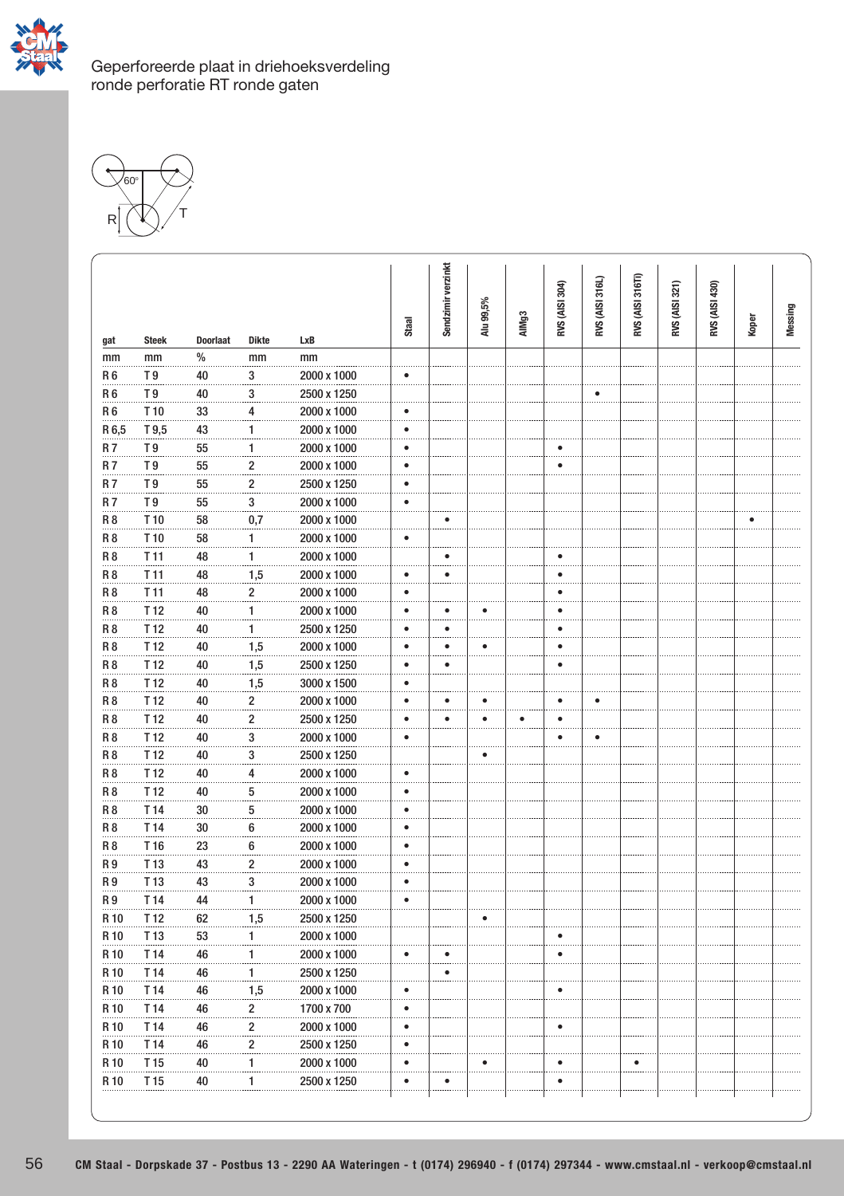Geperforeerde plaat in driehoeksverdeling
ronde perforatie RT ronde gaten

60°
R
T

| gat | Steek | Doorlaat | Dikte | LxB | Staal | Sendzimir verzinkt | Alu 99,5% | AlMg3 | RVS (AISI 304) | RVS (AISI 316L) | RVS (AISI 316Ti) | RVS (AISI 321) | RVS (AISI 430) | Koper | Messing |
|---|---|---|---|---|---|---|---|---|---|---|---|---|---|---|---|
| mm | mm | % | mm | mm | | | | | | | | | | | |
| R 6 | T 9 | 40 | 3 | 2000 x 1000 | • | | | | | | | | | | |
| R 6 | T 9 | 40 | 3 | 2500 x 1250 | | | | | | • | | | | | |
| R 6 | T 10 | 33 | 4 | 2000 x 1000 | • | | | | | | | | | | |
| R 6,5 | T 9,5 | 43 | 1 | 2000 x 1000 | • | | | | | | | | | | |
| R 7 | T 9 | 55 | 1 | 2000 x 1000 | • | | | | • | | | | | | |
| R 7 | T 9 | 55 | 2 | 2000 x 1000 | • | | | | • | | | | | | |
| R 7 | T 9 | 55 | 2 | 2500 x 1250 | • | | | | | | | | | | |
| R 7 | T 9 | 55 | 3 | 2000 x 1000 | • | | | | | | | | | | |
| R 8 | T 10 | 58 | 0,7 | 2000 x 1000 | | • | | | | | | | | • | |
| R 8 | T 10 | 58 | 1 | 2000 x 1000 | • | | | | | | | | | | |
| R 8 | T 11 | 48 | 1 | 2000 x 1000 | | • | | | • | | | | | | |
| R 8 | T 11 | 48 | 1,5 | 2000 x 1000 | • | • | | | • | | | | | | |
| R 8 | T 11 | 48 | 2 | 2000 x 1000 | • | | | | • | | | | | | |
| R 8 | T 12 | 40 | 1 | 2000 x 1000 | • | • | • | | • | | | | | | |
| R 8 | T 12 | 40 | 1 | 2500 x 1250 | • | • | | | • | | | | | | |
| R 8 | T 12 | 40 | 1,5 | 2000 x 1000 | • | • | • | | • | | | | | | |
| R 8 | T 12 | 40 | 1,5 | 2500 x 1250 | • | • | | | • | | | | | | |
| R 8 | T 12 | 40 | 1,5 | 3000 x 1500 | • | | | | | | | | | | |
| R 8 | T 12 | 40 | 2 | 2000 x 1000 | • | • | • | | • | • | | | | | |
| R 8 | T 12 | 40 | 2 | 2500 x 1250 | • | • | • | • | • | | | | | | |
| R 8 | T 12 | 40 | 3 | 2000 x 1000 | • | | | | • | • | | | | | |
| R 8 | T 12 | 40 | 3 | 2500 x 1250 | | | • | | | | | | | | |
| R 8 | T 12 | 40 | 4 | 2000 x 1000 | • | | | | | | | | | | |
| R 8 | T 12 | 40 | 5 | 2000 x 1000 | • | | | | | | | | | | |
| R 8 | T 14 | 30 | 5 | 2000 x 1000 | • | | | | | | | | | | |
| R 8 | T 14 | 30 | 6 | 2000 x 1000 | • | | | | | | | | | | |
| R 8 | T 16 | 23 | 6 | 2000 x 1000 | • | | | | | | | | | | |
| R 9 | T 13 | 43 | 2 | 2000 x 1000 | • | | | | | | | | | | |
| R 9 | T 13 | 43 | 3 | 2000 x 1000 | • | | | | | | | | | | |
| R 9 | T 14 | 44 | 1 | 2000 x 1000 | • | | | | | | | | | | |
| R 10 | T 12 | 62 | 1,5 | 2500 x 1250 | | | • | | | | | | | | |
| R 10 | T 13 | 53 | 1 | 2000 x 1000 | | | | | • | | | | | | |
| R 10 | T 14 | 46 | 1 | 2000 x 1000 | • | • | | | • | | | | | | |
| R 10 | T 14 | 46 | 1 | 2500 x 1250 | | • | | | | | | | | | |
| R 10 | T 14 | 46 | 1,5 | 2000 x 1000 | • | | | | • | | | | | | |
| R 10 | T 14 | 46 | 2 | 1700 x 700 | • | | | | | | | | | | |
| R 10 | T 14 | 46 | 2 | 2000 x 1000 | • | | | | • | | | | | | |
| R 10 | T 14 | 46 | 2 | 2500 x 1250 | • | | | | | | | | | | |
| R 10 | T 15 | 40 | 1 | 2000 x 1000 | • | | • | | • | | • | | | | |
| R 10 | T 15 | 40 | 1 | 2500 x 1250 | • | • | | | • | | | | | | |

CM Staal - Dorpskade 37 - Postbus 13 - 2290 AA Wateringen - t (0174) 296940 - f (0174) 297344 - www.cmstaal.nl - verkoop@cmstaal.nl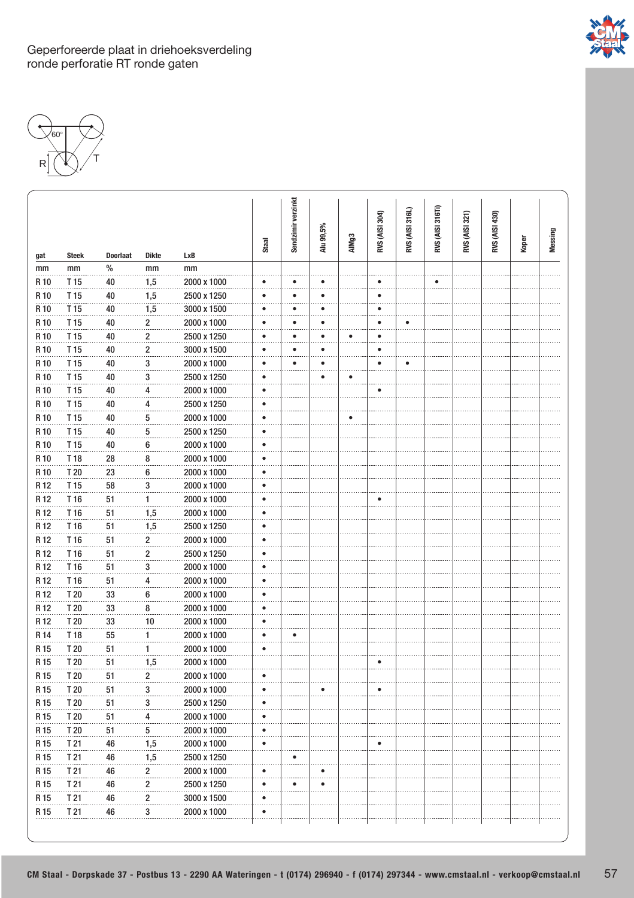# Geperforeerde plaat in driehoeksverdeling
## ronde perforatie RT ronde gaten

60°
R
T

| gat | Steek | Doorlaat | Dikte | LxB | Staal | Sendzimir verzinkt | Alu 99,5% | AlMg3 | RVS (AISI 304) | RVS (AISI 316L) | RVS (AISI 316Ti) | RVS (AISI 321) | RVS (AISI 430) | Koper | Messing |
|---|---|---|---|---|---|---|---|---|---|---|---|---|---|---|---|
| mm | mm | % | mm | mm | | | | | | | | | | | |
| R 10 | T 15 | 40 | 1,5 | 2000 x 1000 | • | • | • | | • | | • | | | | |
| R 10 | T 15 | 40 | 1,5 | 2500 x 1250 | • | • | • | | • | | | | | | |
| R 10 | T 15 | 40 | 1,5 | 3000 x 1500 | • | • | • | | • | | | | | | |
| R 10 | T 15 | 40 | 2 | 2000 x 1000 | • | • | • | | • | • | | | | | |
| R 10 | T 15 | 40 | 2 | 2500 x 1250 | • | • | • | • | • | | | | | | |
| R 10 | T 15 | 40 | 2 | 3000 x 1500 | • | • | • | | • | | | | | | |
| R 10 | T 15 | 40 | 3 | 2000 x 1000 | • | • | • | | • | • | | | | | |
| R 10 | T 15 | 40 | 3 | 2500 x 1250 | • | | • | • | | | | | | | |
| R 10 | T 15 | 40 | 4 | 2000 x 1000 | • | | | | • | | | | | | |
| R 10 | T 15 | 40 | 4 | 2500 x 1250 | • | | | | | | | | | | |
| R 10 | T 15 | 40 | 5 | 2000 x 1000 | • | | | • | | | | | | | |
| R 10 | T 15 | 40 | 5 | 2500 x 1250 | • | | | | | | | | | | |
| R 10 | T 15 | 40 | 6 | 2000 x 1000 | • | | | | | | | | | | |
| R 10 | T 18 | 28 | 8 | 2000 x 1000 | • | | | | | | | | | | |
| R 10 | T 20 | 23 | 6 | 2000 x 1000 | • | | | | | | | | | | |
| R 12 | T 15 | 58 | 3 | 2000 x 1000 | • | | | | | | | | | | |
| R 12 | T 16 | 51 | 1 | 2000 x 1000 | • | | | | • | | | | | | |
| R 12 | T 16 | 51 | 1,5 | 2000 x 1000 | • | | | | | | | | | | |
| R 12 | T 16 | 51 | 1,5 | 2500 x 1250 | • | | | | | | | | | | |
| R 12 | T 16 | 51 | 2 | 2000 x 1000 | • | | | | | | | | | | |
| R 12 | T 16 | 51 | 2 | 2500 x 1250 | • | | | | | | | | | | |
| R 12 | T 16 | 51 | 3 | 2000 x 1000 | • | | | | | | | | | | |
| R 12 | T 16 | 51 | 4 | 2000 x 1000 | • | | | | | | | | | | |
| R 12 | T 20 | 33 | 6 | 2000 x 1000 | • | | | | | | | | | | |
| R 12 | T 20 | 33 | 8 | 2000 x 1000 | • | | | | | | | | | | |
| R 12 | T 20 | 33 | 10 | 2000 x 1000 | • | | | | | | | | | | |
| R 14 | T 18 | 55 | 1 | 2000 x 1000 | • | • | | | | | | | | | |
| R 15 | T 20 | 51 | 1 | 2000 x 1000 | • | | | | | | | | | | |
| R 15 | T 20 | 51 | 1,5 | 2000 x 1000 | | | | | • | | | | | | |
| R 15 | T 20 | 51 | 2 | 2000 x 1000 | • | | | | | | | | | | |
| R 15 | T 20 | 51 | 3 | 2000 x 1000 | • | | • | | • | | | | | | |
| R 15 | T 20 | 51 | 3 | 2500 x 1250 | • | | | | | | | | | | |
| R 15 | T 20 | 51 | 4 | 2000 x 1000 | • | | | | | | | | | | |
| R 15 | T 20 | 51 | 5 | 2000 x 1000 | • | | | | | | | | | | |
| R 15 | T 21 | 46 | 1,5 | 2000 x 1000 | • | | | | • | | | | | | |
| R 15 | T 21 | 46 | 1,5 | 2500 x 1250 | | • | | | | | | | | | |
| R 15 | T 21 | 46 | 2 | 2000 x 1000 | • | | • | | | | | | | | |
| R 15 | T 21 | 46 | 2 | 2500 x 1250 | • | • | • | | | | | | | | |
| R 15 | T 21 | 46 | 2 | 3000 x 1500 | • | | | | | | | | | | |
| R 15 | T 21 | 46 | 3 | 2000 x 1000 | • | | | | | | | | | | |

CM Staal - Dorpskade 37 - Postbus 13 - 2290 AA Wateringen - t (0174) 296940 - f (0174) 297344 - www.cmstaal.nl - verkoop@cmstaal.nl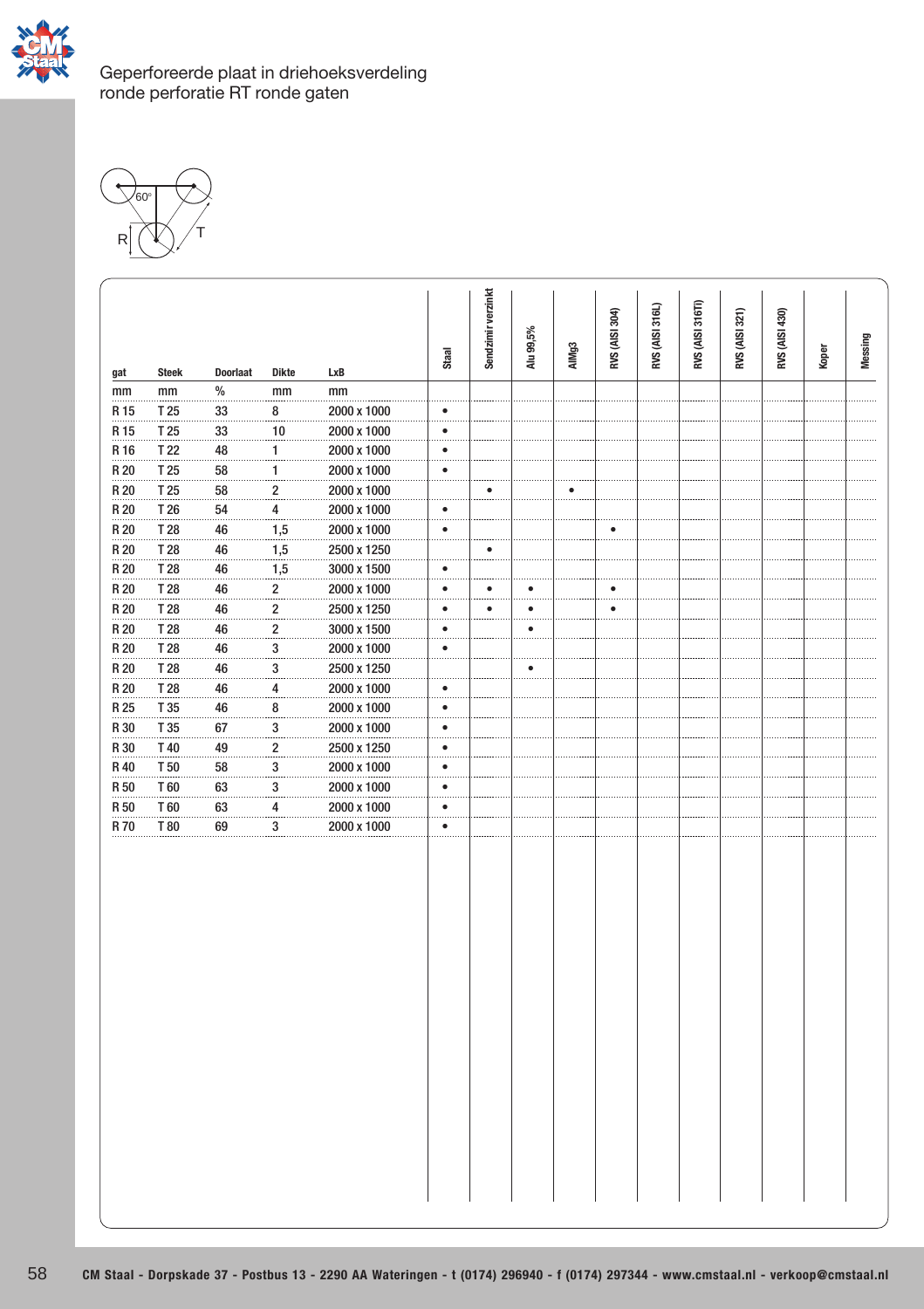# Geperforeerde plaat in driehoeksverdeling ronde perforatie RT ronde gaten

60°

R

T

| gat | Steek | Doorlaat | Dikte | LxB | Staal | Sendzimir verzinkt | Alu 99,5% | AlMg3 | RVS (AISI 304) | RVS (AISI 316L) | RVS (AISI 316Ti) | RVS (AISI 321) | RVS (AISI 430) | Koper | Messing |
|---|---|---|---|---|---|---|---|---|---|---|---|---|---|---|---|
| mm | mm | % | mm | mm | | | | | | | | | | | |
| R 15 | T 25 | 33 | 8 | 2000 x 1000 | • | | | | | | | | | | |
| R 15 | T 25 | 33 | 10 | 2000 x 1000 | • | | | | | | | | | | |
| R 16 | T 22 | 48 | 1 | 2000 x 1000 | • | | | | | | | | | | |
| R 20 | T 25 | 58 | 1 | 2000 x 1000 | • | | | | | | | | | | |
| R 20 | T 25 | 58 | 2 | 2000 x 1000 | | • | | • | | | | | | | |
| R 20 | T 26 | 54 | 4 | 2000 x 1000 | • | | | | | | | | | | |
| R 20 | T 28 | 46 | 1,5 | 2000 x 1000 | • | | | | • | | | | | | |
| R 20 | T 28 | 46 | 1,5 | 2500 x 1250 | | • | | | | | | | | | |
| R 20 | T 28 | 46 | 1,5 | 3000 x 1500 | • | | | | | | | | | | |
| R 20 | T 28 | 46 | 2 | 2000 x 1000 | • | • | • | | • | | | | | | |
| R 20 | T 28 | 46 | 2 | 2500 x 1250 | • | • | • | | • | | | | | | |
| R 20 | T 28 | 46 | 2 | 3000 x 1500 | • | | • | | | | | | | | |
| R 20 | T 28 | 46 | 3 | 2000 x 1000 | • | | | | | | | | | | |
| R 20 | T 28 | 46 | 3 | 2500 x 1250 | | | • | | | | | | | | |
| R 20 | T 28 | 46 | 4 | 2000 x 1000 | • | | | | | | | | | | |
| R 25 | T 35 | 46 | 8 | 2000 x 1000 | • | | | | | | | | | | |
| R 30 | T 35 | 67 | 3 | 2000 x 1000 | • | | | | | | | | | | |
| R 30 | T 40 | 49 | 2 | 2500 x 1250 | • | | | | | | | | | | |
| R 40 | T 50 | 58 | 3 | 2000 x 1000 | • | | | | | | | | | | |
| R 50 | T 60 | 63 | 3 | 2000 x 1000 | • | | | | | | | | | | |
| R 50 | T 60 | 63 | 4 | 2000 x 1000 | • | | | | | | | | | | |
| R 70 | T 80 | 69 | 3 | 2000 x 1000 | • | | | | | | | | | | |

CM Staal - Dorpskade 37 - Postbus 13 - 2290 AA Wateringen - t (0174) 296940 - f (0174) 297344 - www.cmstaal.nl - verkoop@cmstaal.nl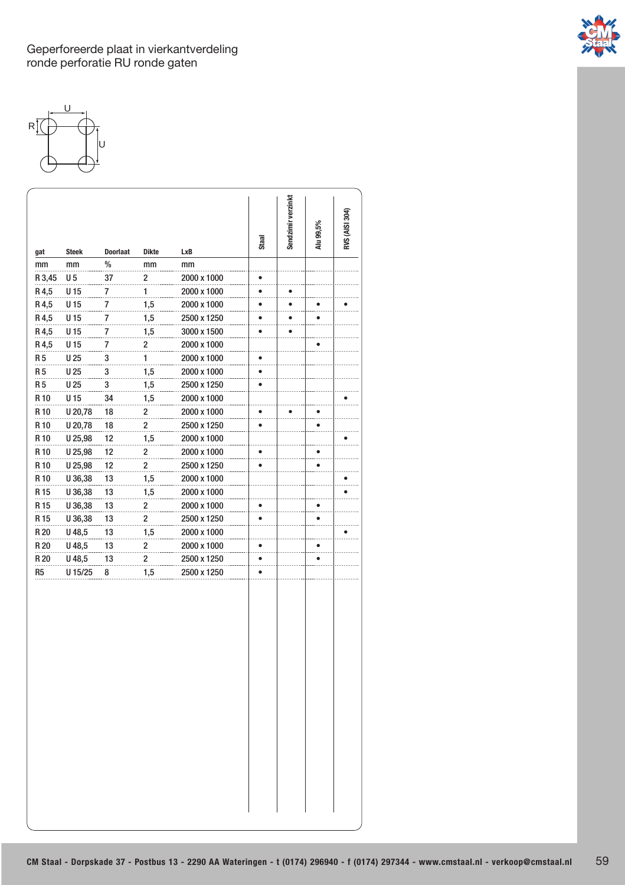Geperforeerde plaat in vierkantverdeling
ronde perforatie RU ronde gaten

U

R

U

| gat | Steek | Doorlaat | Dikte | LxB | Staal | Sendzimir verzinkt | Alu 99,5% | RVS (AISI 304) |
|---|---|---|---|---|---|---|---|---|
| mm | mm | % | mm | mm | | | | |
| R 3,45 | U 5 | 37 | 2 | 2000 x 1000 | • | | | |
| R 4,5 | U 15 | 7 | 1 | 2000 x 1000 | • | • | | |
| R 4,5 | U 15 | 7 | 1,5 | 2000 x 1000 | • | • | • | • |
| R 4,5 | U 15 | 7 | 1,5 | 2500 x 1250 | • | • | • | |
| R 4,5 | U 15 | 7 | 1,5 | 3000 x 1500 | • | • | | |
| R 4,5 | U 15 | 7 | 2 | 2000 x 1000 | | | • | |
| R 5 | U 25 | 3 | 1 | 2000 x 1000 | • | | | |
| R 5 | U 25 | 3 | 1,5 | 2000 x 1000 | • | | | |
| R 5 | U 25 | 3 | 1,5 | 2500 x 1250 | • | | | |
| R 10 | U 15 | 34 | 1,5 | 2000 x 1000 | | | | • |
| R 10 | U 20,78 | 18 | 2 | 2000 x 1000 | • | • | • | |
| R 10 | U 20,78 | 18 | 2 | 2500 x 1250 | • | | • | |
| R 10 | U 25,98 | 12 | 1,5 | 2000 x 1000 | | | | • |
| R 10 | U 25,98 | 12 | 2 | 2000 x 1000 | • | | • | |
| R 10 | U 25,98 | 12 | 2 | 2500 x 1250 | • | | • | |
| R 10 | U 36,38 | 13 | 1,5 | 2000 x 1000 | | | | • |
| R 15 | U 36,38 | 13 | 1,5 | 2000 x 1000 | | | | • |
| R 15 | U 36,38 | 13 | 2 | 2000 x 1000 | • | | • | |
| R 15 | U 36,38 | 13 | 2 | 2500 x 1250 | • | | • | |
| R 20 | U 48,5 | 13 | 1,5 | 2000 x 1000 | | | | • |
| R 20 | U 48,5 | 13 | 2 | 2000 x 1000 | • | | • | |
| R 20 | U 48,5 | 13 | 2 | 2500 x 1250 | • | | • | |
| R5 | U 15/25 | 8 | 1,5 | 2500 x 1250 | • | | | |

CM Staal - Dorpskade 37 - Postbus 13 - 2290 AA Wateringen - t (0174) 296940 - f (0174) 297344 - www.cmstaal.nl - verkoop@cmstaal.nl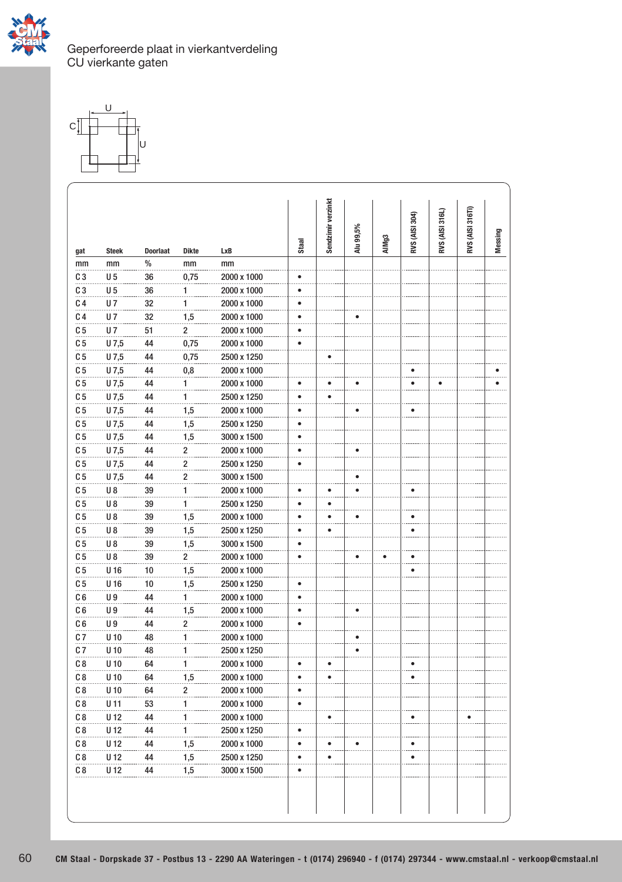# Geperforeerde plaat in vierkantverdeling
## CU vierkante gaten

| gat | Steek | Doorlaat | Dikte | LxB | Staal | Sendzimir verzinkt | Alu 99,5% | AlMg3 | RVS (AISI 304) | RVS (AISI 316L) | RVS (AISI 316Ti) | Messing |
|---|---|---|---|---|---|---|---|---|---|---|---|---|
| mm | mm | % | mm | mm | | | | | | | | |
| C 3 | U 5 | 36 | 0,75 | 2000 x 1000 | • | | | | | | | |
| C 3 | U 5 | 36 | 1 | 2000 x 1000 | • | | | | | | | |
| C 4 | U 7 | 32 | 1 | 2000 x 1000 | • | | | | | | | |
| C 4 | U 7 | 32 | 1,5 | 2000 x 1000 | • | | • | | | | | |
| C 5 | U 7 | 51 | 2 | 2000 x 1000 | • | | | | | | | |
| C 5 | U 7,5 | 44 | 0,75 | 2000 x 1000 | • | | | | | | | |
| C 5 | U 7,5 | 44 | 0,75 | 2500 x 1250 | | • | | | | | | |
| C 5 | U 7,5 | 44 | 0,8 | 2000 x 1000 | | | | | • | | | • |
| C 5 | U 7,5 | 44 | 1 | 2000 x 1000 | • | • | • | | • | • | | • |
| C 5 | U 7,5 | 44 | 1 | 2500 x 1250 | • | • | | | | | | |
| C 5 | U 7,5 | 44 | 1,5 | 2000 x 1000 | • | | • | | • | | | |
| C 5 | U 7,5 | 44 | 1,5 | 2500 x 1250 | • | | | | | | | |
| C 5 | U 7,5 | 44 | 1,5 | 3000 x 1500 | • | | | | | | | |
| C 5 | U 7,5 | 44 | 2 | 2000 x 1000 | • | | • | | | | | |
| C 5 | U 7,5 | 44 | 2 | 2500 x 1250 | • | | | | | | | |
| C 5 | U 7,5 | 44 | 2 | 3000 x 1500 | | | • | | | | | |
| C 5 | U 8 | 39 | 1 | 2000 x 1000 | • | • | • | | • | | | |
| C 5 | U 8 | 39 | 1 | 2500 x 1250 | • | • | | | | | | |
| C 5 | U 8 | 39 | 1,5 | 2000 x 1000 | • | • | • | | • | | | |
| C 5 | U 8 | 39 | 1,5 | 2500 x 1250 | • | • | | | • | | | |
| C 5 | U 8 | 39 | 1,5 | 3000 x 1500 | • | | | | | | | |
| C 5 | U 8 | 39 | 2 | 2000 x 1000 | • | | • | • | • | | | |
| C 5 | U 16 | 10 | 1,5 | 2000 x 1000 | | | | | • | | | |
| C 5 | U 16 | 10 | 1,5 | 2500 x 1250 | • | | | | | | | |
| C 6 | U 9 | 44 | 1 | 2000 x 1000 | • | | | | | | | |
| C 6 | U 9 | 44 | 1,5 | 2000 x 1000 | • | | • | | | | | |
| C 6 | U 9 | 44 | 2 | 2000 x 1000 | • | | | | | | | |
| C 7 | U 10 | 48 | 1 | 2000 x 1000 | | | • | | | | | |
| C 7 | U 10 | 48 | 1 | 2500 x 1250 | | | • | | | | | |
| C 8 | U 10 | 64 | 1 | 2000 x 1000 | • | • | | | • | | | |
| C 8 | U 10 | 64 | 1,5 | 2000 x 1000 | • | • | | | • | | | |
| C 8 | U 10 | 64 | 2 | 2000 x 1000 | • | | | | | | | |
| C 8 | U 11 | 53 | 1 | 2000 x 1000 | • | | | | | | | |
| C 8 | U 12 | 44 | 1 | 2000 x 1000 | | • | | | • | | • | |
| C 8 | U 12 | 44 | 1 | 2500 x 1250 | • | | | | | | | |
| C 8 | U 12 | 44 | 1,5 | 2000 x 1000 | • | • | • | | • | | | |
| C 8 | U 12 | 44 | 1,5 | 2500 x 1250 | • | • | | | • | | | |
| C 8 | U 12 | 44 | 1,5 | 3000 x 1500 | • | | | | | | | |

CM Staal - Dorpskade 37 - Postbus 13 - 2290 AA Wateringen - t (0174) 296940 - f (0174) 297344 - www.cmstaal.nl - verkoop@cmstaal.nl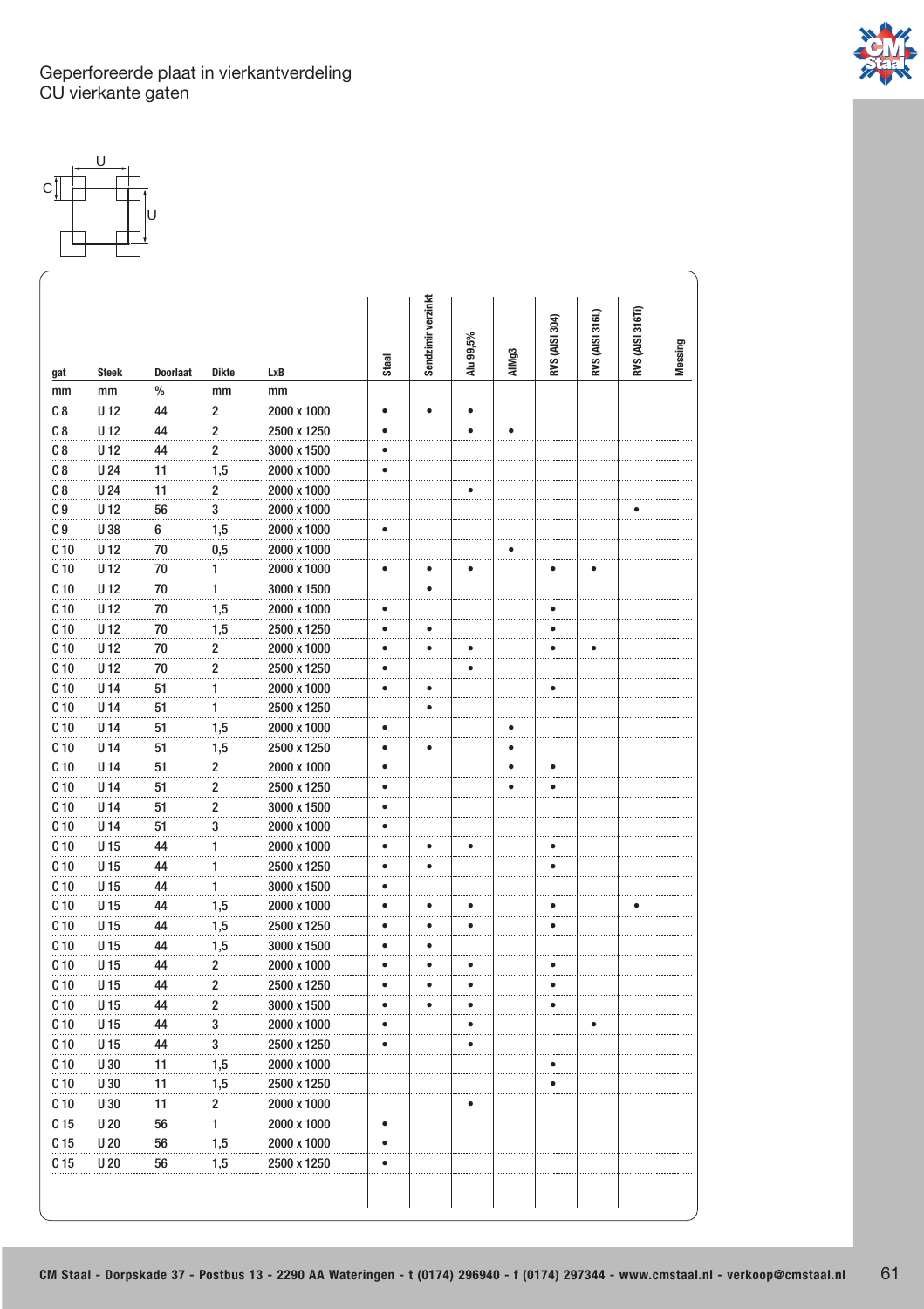# Geperforeerde plaat in vierkantverdeling
## CU vierkante gaten

| gat | Steek | Doorlaat | Dikte | LxB | Staal | Sendzimir verzinkt | Alu 99,5% | AlMg3 | RVS (AISI 304) | RVS (AISI 316L) | RVS (AISI 316Ti) | Messing |
|---|---|---|---|---|---|---|---|---|---|---|---|---|
| mm | mm | % | mm | mm | | | | | | | | |
| C 8 | U 12 | 44 | 2 | 2000 x 1000 | • | • | • | | | | | |
| C 8 | U 12 | 44 | 2 | 2500 x 1250 | • | | • | • | | | | |
| C 8 | U 12 | 44 | 2 | 3000 x 1500 | • | | | | | | | |
| C 8 | U 24 | 11 | 1,5 | 2000 x 1000 | • | | | | | | | |
| C 8 | U 24 | 11 | 2 | 2000 x 1000 | | | • | | | | | |
| C 9 | U 12 | 56 | 3 | 2000 x 1000 | | | | | | | • | |
| C 9 | U 38 | 6 | 1,5 | 2000 x 1000 | • | | | | | | | |
| C 10 | U 12 | 70 | 0,5 | 2000 x 1000 | | | | • | | | | |
| C 10 | U 12 | 70 | 1 | 2000 x 1000 | • | • | • | | • | • | | |
| C 10 | U 12 | 70 | 1 | 3000 x 1500 | | • | | | | | | |
| C 10 | U 12 | 70 | 1,5 | 2000 x 1000 | • | | | | • | | | |
| C 10 | U 12 | 70 | 1,5 | 2500 x 1250 | • | • | | | • | | | |
| C 10 | U 12 | 70 | 2 | 2000 x 1000 | • | • | • | | • | • | | |
| C 10 | U 12 | 70 | 2 | 2500 x 1250 | • | | • | | | | | |
| C 10 | U 14 | 51 | 1 | 2000 x 1000 | • | • | | | • | | | |
| C 10 | U 14 | 51 | 1 | 2500 x 1250 | | • | | | | | | |
| C 10 | U 14 | 51 | 1,5 | 2000 x 1000 | • | | | • | | | | |
| C 10 | U 14 | 51 | 1,5 | 2500 x 1250 | • | • | | • | | | | |
| C 10 | U 14 | 51 | 2 | 2000 x 1000 | • | | | • | • | | | |
| C 10 | U 14 | 51 | 2 | 2500 x 1250 | • | | | • | • | | | |
| C 10 | U 14 | 51 | 2 | 3000 x 1500 | • | | | | | | | |
| C 10 | U 14 | 51 | 3 | 2000 x 1000 | • | | | | | | | |
| C 10 | U 15 | 44 | 1 | 2000 x 1000 | • | • | • | | • | | | |
| C 10 | U 15 | 44 | 1 | 2500 x 1250 | • | • | | | • | | | |
| C 10 | U 15 | 44 | 1 | 3000 x 1500 | • | | | | | | | |
| C 10 | U 15 | 44 | 1,5 | 2000 x 1000 | • | • | • | | • | | • | |
| C 10 | U 15 | 44 | 1,5 | 2500 x 1250 | • | • | • | | • | | | |
| C 10 | U 15 | 44 | 1,5 | 3000 x 1500 | • | • | | | | | | |
| C 10 | U 15 | 44 | 2 | 2000 x 1000 | • | • | • | | • | | | |
| C 10 | U 15 | 44 | 2 | 2500 x 1250 | • | • | • | | • | | | |
| C 10 | U 15 | 44 | 2 | 3000 x 1500 | • | • | • | | • | | | |
| C 10 | U 15 | 44 | 3 | 2000 x 1000 | • | | • | | | • | | |
| C 10 | U 15 | 44 | 3 | 2500 x 1250 | • | | • | | | | | |
| C 10 | U 30 | 11 | 1,5 | 2000 x 1000 | | | | | • | | | |
| C 10 | U 30 | 11 | 1,5 | 2500 x 1250 | | | | | • | | | |
| C 10 | U 30 | 11 | 2 | 2000 x 1000 | | | • | | | | | |
| C 15 | U 20 | 56 | 1 | 2000 x 1000 | • | | | | | | | |
| C 15 | U 20 | 56 | 1,5 | 2000 x 1000 | • | | | | | | | |
| C 15 | U 20 | 56 | 1,5 | 2500 x 1250 | • | | | | | | | |

CM Staal - Dorpskade 37 - Postbus 13 - 2290 AA Wateringen - t (0174) 296940 - f (0174) 297344 - www.cmstaal.nl - verkoop@cmstaal.nl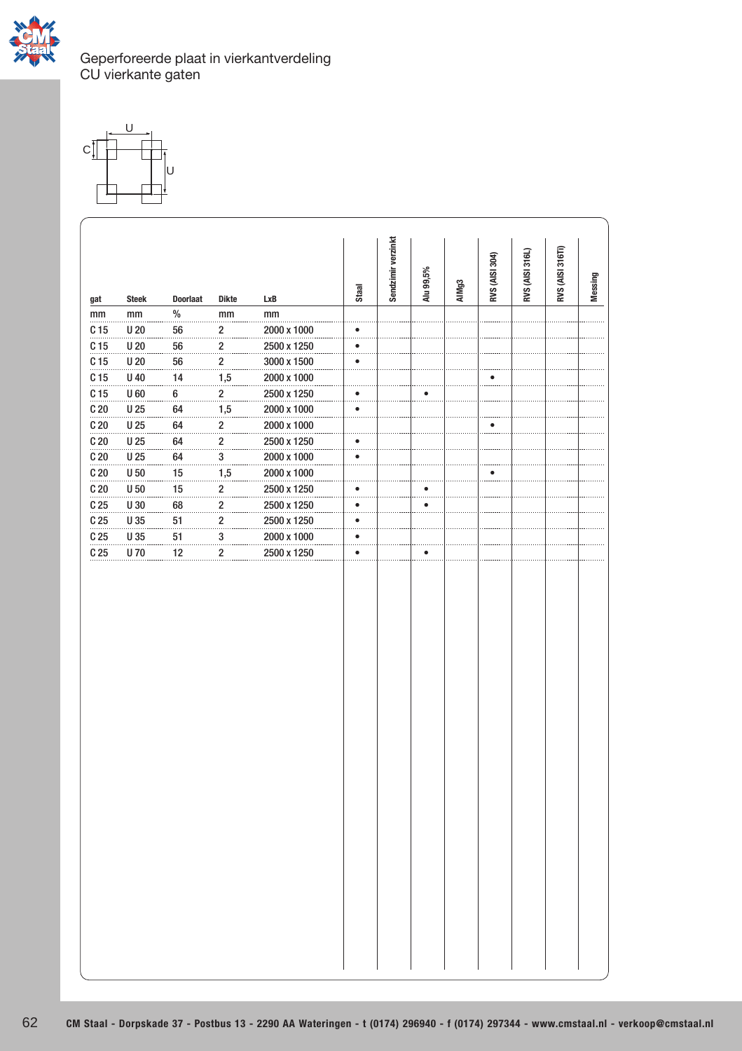# Geperforeerde plaat in vierkantverdeling
CU vierkante gaten

U

C

U

| gat | Steek | Doorlaat | Dikte | LxB | Staal | Sendzimir verzinkt | Alu 99,5% | AlMg3 | RVS (AISI 304) | RVS (AISI 316L) | RVS (AISI 316Ti) | Messing |
|---|---|---|---|---|---|---|---|---|---|---|---|---|
| mm | mm | % | mm | mm | | | | | | | | |
| C 15 | U 20 | 56 | 2 | 2000 x 1000 | • | | | | | | | |
| C 15 | U 20 | 56 | 2 | 2500 x 1250 | • | | | | | | | |
| C 15 | U 20 | 56 | 2 | 3000 x 1500 | • | | | | | | | |
| C 15 | U 40 | 14 | 1,5 | 2000 x 1000 | | | | | • | | | |
| C 15 | U 60 | 6 | 2 | 2500 x 1250 | • | | • | | | | | |
| C 20 | U 25 | 64 | 1,5 | 2000 x 1000 | • | | | | | | | |
| C 20 | U 25 | 64 | 2 | 2000 x 1000 | | | | | • | | | |
| C 20 | U 25 | 64 | 2 | 2500 x 1250 | • | | | | | | | |
| C 20 | U 25 | 64 | 3 | 2000 x 1000 | • | | | | | | | |
| C 20 | U 50 | 15 | 1,5 | 2000 x 1000 | | | | | • | | | |
| C 20 | U 50 | 15 | 2 | 2500 x 1250 | • | | • | | | | | |
| C 25 | U 30 | 68 | 2 | 2500 x 1250 | • | | • | | | | | |
| C 25 | U 35 | 51 | 2 | 2500 x 1250 | • | | | | | | | |
| C 25 | U 35 | 51 | 3 | 2000 x 1000 | • | | | | | | | |
| C 25 | U 70 | 12 | 2 | 2500 x 1250 | • | | • | | | | | |

CM Staal - Dorpskade 37 - Postbus 13 - 2290 AA Wateringen - t (0174) 296940 - f (0174) 297344 - www.cmstaal.nl - verkoop@cmstaal.nl